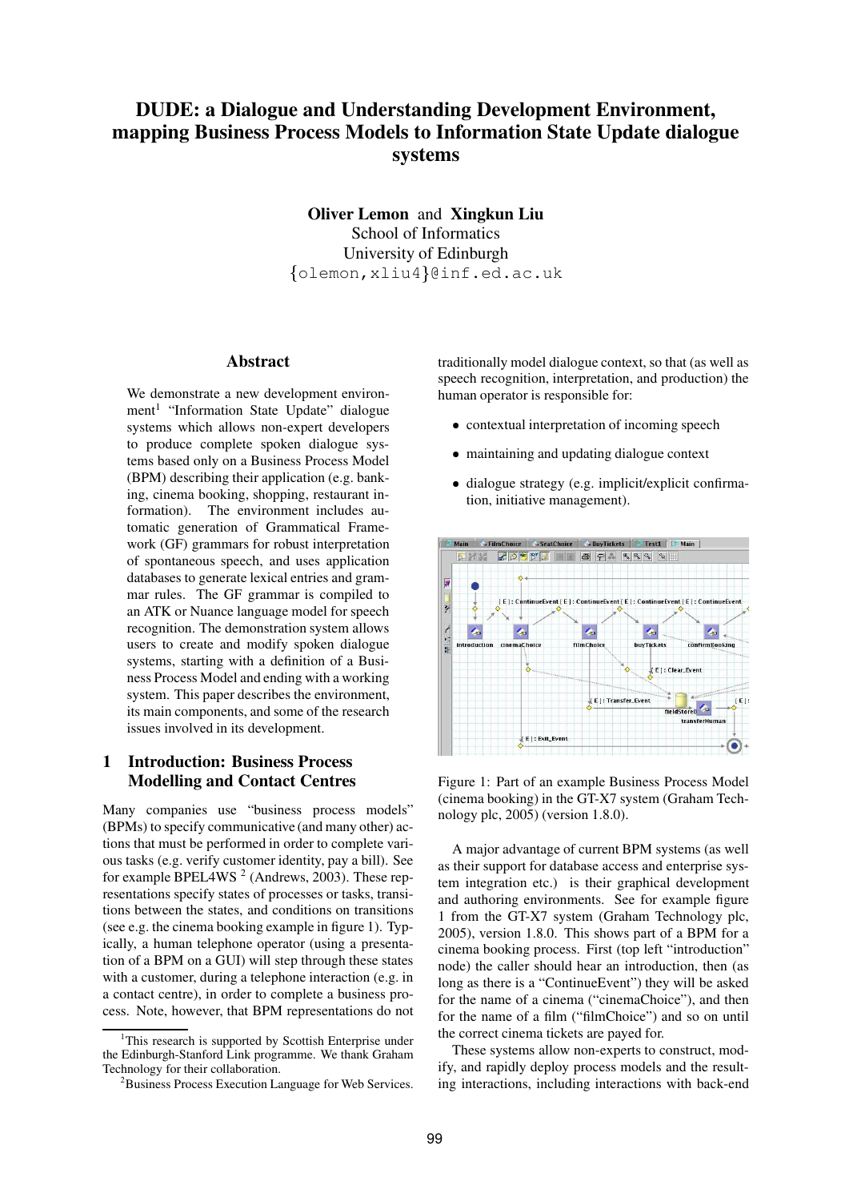# DUDE: a Dialogue and Understanding Development Environment, mapping Business Process Models to Information State Update dialogue systems

**Oliver Lemon** and **Xingkun Liu**
School of Informatics
University of Edinburgh
{olemon,xliu4}@inf.ed.ac.uk

## Abstract

We demonstrate a new development environment[1] "Information State Update" dialogue systems which allows non-expert developers to produce complete spoken dialogue systems based only on a Business Process Model (BPM) describing their application (e.g. banking, cinema booking, shopping, restaurant information). The environment includes automatic generation of Grammatical Framework (GF) grammars for robust interpretation of spontaneous speech, and uses application databases to generate lexical entries and grammar rules. The GF grammar is compiled to an ATK or Nuance language model for speech recognition. The demonstration system allows users to create and modify spoken dialogue systems, starting with a definition of a Business Process Model and ending with a working system. This paper describes the environment, its main components, and some of the research issues involved in its development.

## 1 Introduction: Business Process Modelling and Contact Centres

Many companies use "business process models" (BPMs) to specify communicative (and many other) actions that must be performed in order to complete various tasks (e.g. verify customer identity, pay a bill). See for example BPEL4WS [2] (Andrews, 2003). These representations specify states of processes or tasks, transitions between the states, and conditions on transitions (see e.g. the cinema booking example in figure 1). Typically, a human telephone operator (using a presentation of a BPM on a GUI) will step through these states with a customer, during a telephone interaction (e.g. in a contact centre), in order to complete a business process. Note, however, that BPM representations do not traditionally model dialogue context, so that (as well as speech recognition, interpretation, and production) the human operator is responsible for:

- contextual interpretation of incoming speech
- maintaining and updating dialogue context
- dialogue strategy (e.g. implicit/explicit confirmation, initiative management).

Figure 1: Part of an example Business Process Model (cinema booking) in the GT-X7 system (Graham Technology plc, 2005) (version 1.8.0).

A major advantage of current BPM systems (as well as their support for database access and enterprise system integration etc.) is their graphical development and authoring environments. See for example figure 1 from the GT-X7 system (Graham Technology plc, 2005), version 1.8.0. This shows part of a BPM for a cinema booking process. First (top left "introduction" node) the caller should hear an introduction, then (as long as there is a "ContinueEvent") they will be asked for the name of a cinema ("cinemaChoice"), and then for the name of a film ("filmChoice") and so on until the correct cinema tickets are payed for.

These systems allow non-experts to construct, modify, and rapidly deploy process models and the resulting interactions, including interactions with back-end

[1] This research is supported by Scottish Enterprise under the Edinburgh-Stanford Link programme. We thank Graham Technology for their collaboration.

[2] Business Process Execution Language for Web Services.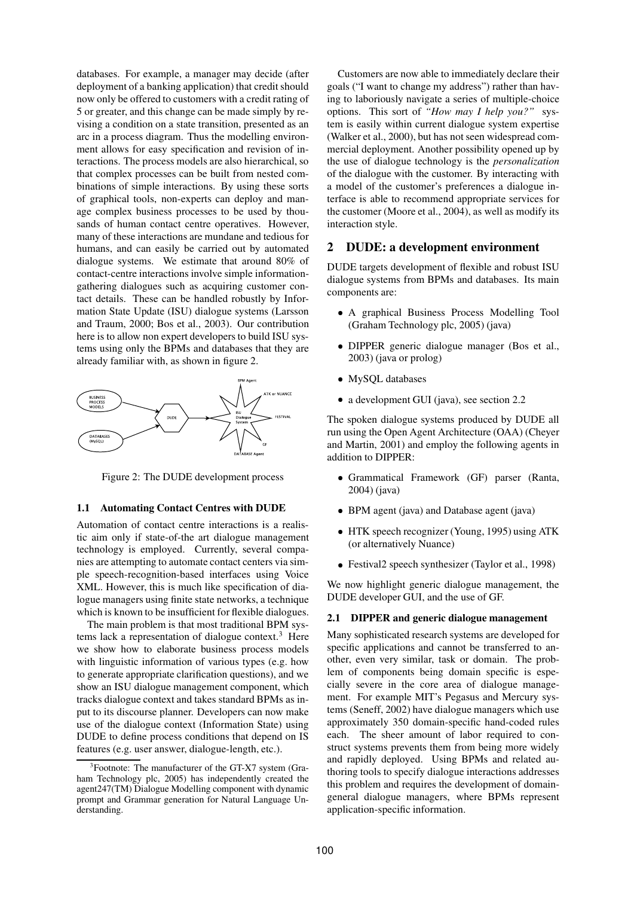databases. For example, a manager may decide (after deployment of a banking application) that credit should now only be offered to customers with a credit rating of 5 or greater, and this change can be made simply by revising a condition on a state transition, presented as an arc in a process diagram. Thus the modelling environment allows for easy specification and revision of interactions. The process models are also hierarchical, so that complex processes can be built from nested combinations of simple interactions. By using these sorts of graphical tools, non-experts can deploy and manage complex business processes to be used by thousands of human contact centre operatives. However, many of these interactions are mundane and tedious for humans, and can easily be carried out by automated dialogue systems. We estimate that around 80% of contact-centre interactions involve simple information-gathering dialogues such as acquiring customer contact details. These can be handled robustly by Information State Update (ISU) dialogue systems (Larsson and Traum, 2000; Bos et al., 2003). Our contribution here is to allow non expert developers to build ISU systems using only the BPMs and databases that they are already familiar with, as shown in figure 2.

Figure 2: The DUDE development process

### 1.1 Automating Contact Centres with DUDE

Automation of contact centre interactions is a realistic aim only if state-of-the art dialogue management technology is employed. Currently, several companies are attempting to automate contact centers via simple speech-recognition-based interfaces using Voice XML. However, this is much like specification of dialogue managers using finite state networks, a technique which is known to be insufficient for flexible dialogues.

The main problem is that most traditional BPM systems lack a representation of dialogue context.[3] Here we show how to elaborate business process models with linguistic information of various types (e.g. how to generate appropriate clarification questions), and we show an ISU dialogue management component, which tracks dialogue context and takes standard BPMs as input to its discourse planner. Developers can now make use of the dialogue context (Information State) using DUDE to define process conditions that depend on IS features (e.g. user answer, dialogue-length, etc.).

[3] Footnote: The manufacturer of the GT-X7 system (Graham Technology plc, 2005) has independently created the agent247(TM) Dialogue Modelling component with dynamic prompt and Grammar generation for Natural Language Understanding.

Customers are now able to immediately declare their goals ("I want to change my address") rather than having to laboriously navigate a series of multiple-choice options. This sort of *"How may I help you?"* system is easily within current dialogue system expertise (Walker et al., 2000), but has not seen widespread commercial deployment. Another possibility opened up by the use of dialogue technology is the *personalization* of the dialogue with the customer. By interacting with a model of the customer's preferences a dialogue interface is able to recommend appropriate services for the customer (Moore et al., 2004), as well as modify its interaction style.

## 2 DUDE: a development environment

DUDE targets development of flexible and robust ISU dialogue systems from BPMs and databases. Its main components are:

- A graphical Business Process Modelling Tool (Graham Technology plc, 2005) (java)
- DIPPER generic dialogue manager (Bos et al., 2003) (java or prolog)
- MySQL databases
- a development GUI (java), see section 2.2

The spoken dialogue systems produced by DUDE all run using the Open Agent Architecture (OAA) (Cheyer and Martin, 2001) and employ the following agents in addition to DIPPER:

- Grammatical Framework (GF) parser (Ranta, 2004) (java)
- BPM agent (java) and Database agent (java)
- HTK speech recognizer (Young, 1995) using ATK (or alternatively Nuance)
- Festival2 speech synthesizer (Taylor et al., 1998)

We now highlight generic dialogue management, the DUDE developer GUI, and the use of GF.

### 2.1 DIPPER and generic dialogue management

Many sophisticated research systems are developed for specific applications and cannot be transferred to another, even very similar, task or domain. The problem of components being domain specific is especially severe in the core area of dialogue management. For example MIT's Pegasus and Mercury systems (Seneff, 2002) have dialogue managers which use approximately 350 domain-specific hand-coded rules each. The sheer amount of labor required to construct systems prevents them from being more widely and rapidly deployed. Using BPMs and related authoring tools to specify dialogue interactions addresses this problem and requires the development of domain-general dialogue managers, where BPMs represent application-specific information.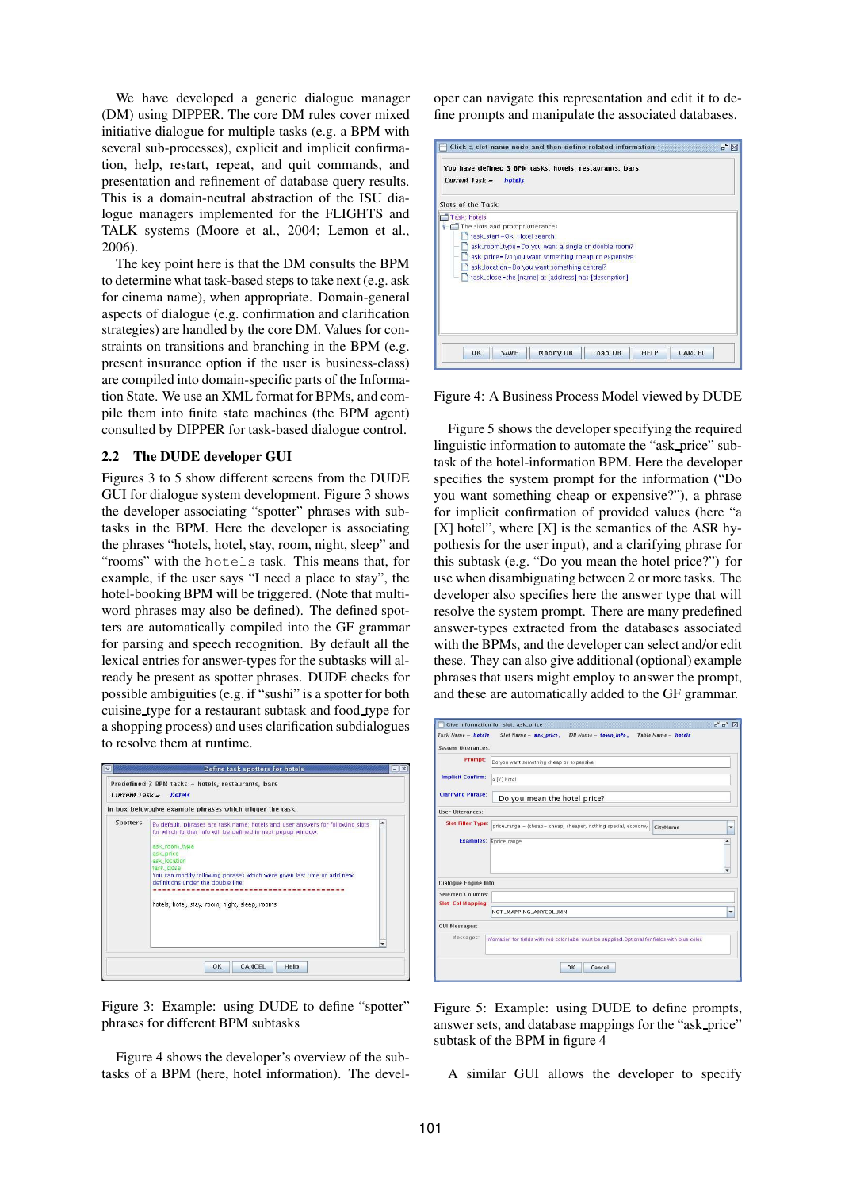We have developed a generic dialogue manager (DM) using DIPPER. The core DM rules cover mixed initiative dialogue for multiple tasks (e.g. a BPM with several sub-processes), explicit and implicit confirmation, help, restart, repeat, and quit commands, and presentation and refinement of database query results. This is a domain-neutral abstraction of the ISU dialogue managers implemented for the FLIGHTS and TALK systems (Moore et al., 2004; Lemon et al., 2006).

The key point here is that the DM consults the BPM to determine what task-based steps to take next (e.g. ask for cinema name), when appropriate. Domain-general aspects of dialogue (e.g. confirmation and clarification strategies) are handled by the core DM. Values for constraints on transitions and branching in the BPM (e.g. present insurance option if the user is business-class) are compiled into domain-specific parts of the Information State. We use an XML format for BPMs, and compile them into finite state machines (the BPM agent) consulted by DIPPER for task-based dialogue control.

## 2.2 The DUDE developer GUI

Figures 3 to 5 show different screens from the DUDE GUI for dialogue system development. Figure 3 shows the developer associating "spotter" phrases with subtasks in the BPM. Here the developer is associating the phrases "hotels, hotel, stay, room, night, sleep" and "rooms" with the `hotels` task. This means that, for example, if the user says "I need a place to stay", the hotel-booking BPM will be triggered. (Note that multi-word phrases may also be defined). The defined spotters are automatically compiled into the GF grammar for parsing and speech recognition. By default all the lexical entries for answer-types for the subtasks will already be present as spotter phrases. DUDE checks for possible ambiguities (e.g. if "sushi" is a spotter for both cuisine_type for a restaurant subtask and food_type for a shopping process) and uses clarification subdialogues to resolve them at runtime.

Figure 3: Example: using DUDE to define "spotter" phrases for different BPM subtasks

Figure 4 shows the developer's overview of the subtasks of a BPM (here, hotel information). The developer can navigate this representation and edit it to define prompts and manipulate the associated databases.

Figure 4: A Business Process Model viewed by DUDE

Figure 5 shows the developer specifying the required linguistic information to automate the "ask_price" subtask of the hotel-information BPM. Here the developer specifies the system prompt for the information ("Do you want something cheap or expensive?"), a phrase for implicit confirmation of provided values (here "a [X] hotel", where [X] is the semantics of the ASR hypothesis for the user input), and a clarifying phrase for this subtask (e.g. "Do you mean the hotel price?") for use when disambiguating between 2 or more tasks. The developer also specifies here the answer type that will resolve the system prompt. There are many predefined answer-types extracted from the databases associated with the BPMs, and the developer can select and/or edit these. They can also give additional (optional) example phrases that users might employ to answer the prompt, and these are automatically added to the GF grammar.

Figure 5: Example: using DUDE to define prompts, answer sets, and database mappings for the "ask_price" subtask of the BPM in figure 4

A similar GUI allows the developer to specify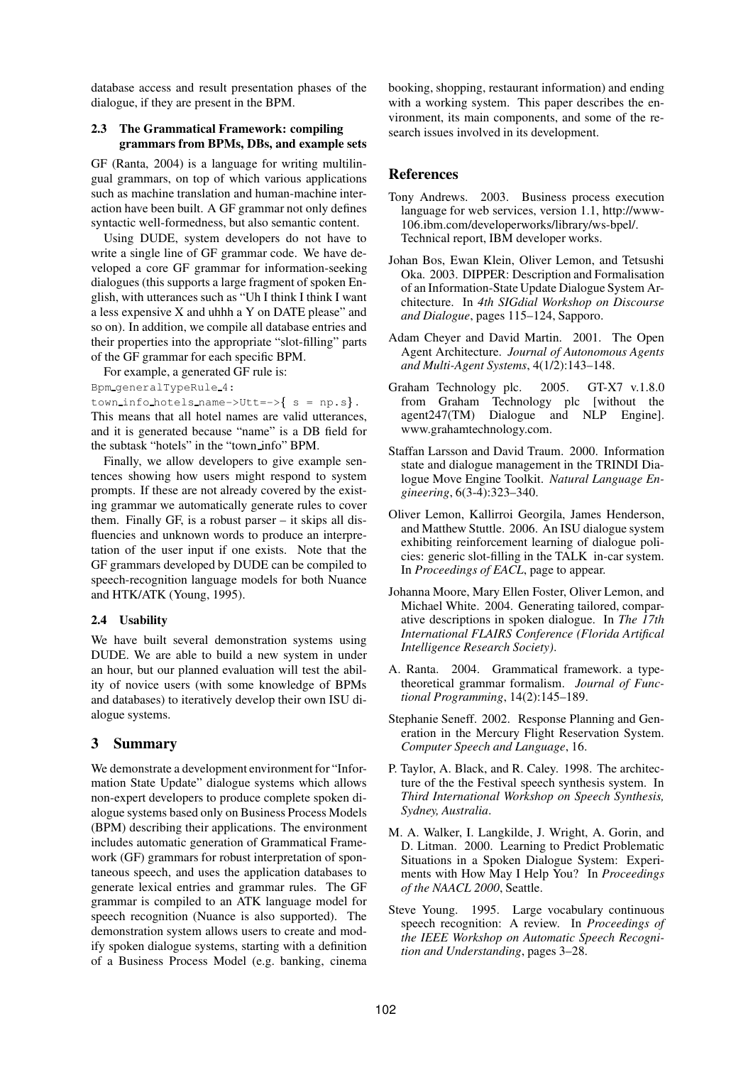database access and result presentation phases of the dialogue, if they are present in the BPM.

### 2.3 The Grammatical Framework: compiling grammars from BPMs, DBs, and example sets

GF (Ranta, 2004) is a language for writing multilingual grammars, on top of which various applications such as machine translation and human-machine interaction have been built. A GF grammar not only defines syntactic well-formedness, but also semantic content.

Using DUDE, system developers do not have to write a single line of GF grammar code. We have developed a core GF grammar for information-seeking dialogues (this supports a large fragment of spoken English, with utterances such as "Uh I think I think I want a less expensive X and uhhh a Y on DATE please" and so on). In addition, we compile all database entries and their properties into the appropriate "slot-filling" parts of the GF grammar for each specific BPM.

For example, a generated GF rule is:

```
Bpm_generalTypeRule_4:
town_info_hotels_name->Utt=->{ s = np.s}.
```

This means that all hotel names are valid utterances, and it is generated because "name" is a DB field for the subtask "hotels" in the "town_info" BPM.

Finally, we allow developers to give example sentences showing how users might respond to system prompts. If these are not already covered by the existing grammar we automatically generate rules to cover them. Finally GF, is a robust parser – it skips all disfluencies and unknown words to produce an interpretation of the user input if one exists. Note that the GF grammars developed by DUDE can be compiled to speech-recognition language models for both Nuance and HTK/ATK (Young, 1995).

### 2.4 Usability

We have built several demonstration systems using DUDE. We are able to build a new system in under an hour, but our planned evaluation will test the ability of novice users (with some knowledge of BPMs and databases) to iteratively develop their own ISU dialogue systems.

## 3 Summary

We demonstrate a development environment for "Information State Update" dialogue systems which allows non-expert developers to produce complete spoken dialogue systems based only on Business Process Models (BPM) describing their applications. The environment includes automatic generation of Grammatical Framework (GF) grammars for robust interpretation of spontaneous speech, and uses the application databases to generate lexical entries and grammar rules. The GF grammar is compiled to an ATK language model for speech recognition (Nuance is also supported). The demonstration system allows users to create and modify spoken dialogue systems, starting with a definition of a Business Process Model (e.g. banking, cinema booking, shopping, restaurant information) and ending with a working system. This paper describes the environment, its main components, and some of the research issues involved in its development.

## References

Tony Andrews. 2003. Business process execution language for web services, version 1.1, http://www-106.ibm.com/developerworks/library/ws-bpel/. Technical report, IBM developer works.

Johan Bos, Ewan Klein, Oliver Lemon, and Tetsushi Oka. 2003. DIPPER: Description and Formalisation of an Information-State Update Dialogue System Architecture. In *4th SIGdial Workshop on Discourse and Dialogue*, pages 115–124, Sapporo.

Adam Cheyer and David Martin. 2001. The Open Agent Architecture. *Journal of Autonomous Agents and Multi-Agent Systems*, 4(1/2):143–148.

Graham Technology plc. 2005. GT-X7 v.1.8.0 from Graham Technology plc [without the agent247(TM) Dialogue and NLP Engine]. www.grahamtechnology.com.

Staffan Larsson and David Traum. 2000. Information state and dialogue management in the TRINDI Dialogue Move Engine Toolkit. *Natural Language Engineering*, 6(3-4):323–340.

Oliver Lemon, Kallirroi Georgila, James Henderson, and Matthew Stuttle. 2006. An ISU dialogue system exhibiting reinforcement learning of dialogue policies: generic slot-filling in the TALK in-car system. In *Proceedings of EACL*, page to appear.

Johanna Moore, Mary Ellen Foster, Oliver Lemon, and Michael White. 2004. Generating tailored, comparative descriptions in spoken dialogue. In *The 17th International FLAIRS Conference (Florida Artifical Intelligence Research Society)*.

A. Ranta. 2004. Grammatical framework. a type-theoretical grammar formalism. *Journal of Functional Programming*, 14(2):145–189.

Stephanie Seneff. 2002. Response Planning and Generation in the Mercury Flight Reservation System. *Computer Speech and Language*, 16.

P. Taylor, A. Black, and R. Caley. 1998. The architecture of the the Festival speech synthesis system. In *Third International Workshop on Speech Synthesis, Sydney, Australia*.

M. A. Walker, I. Langkilde, J. Wright, A. Gorin, and D. Litman. 2000. Learning to Predict Problematic Situations in a Spoken Dialogue System: Experiments with How May I Help You? In *Proceedings of the NAACL 2000*, Seattle.

Steve Young. 1995. Large vocabulary continuous speech recognition: A review. In *Proceedings of the IEEE Workshop on Automatic Speech Recognition and Understanding*, pages 3–28.